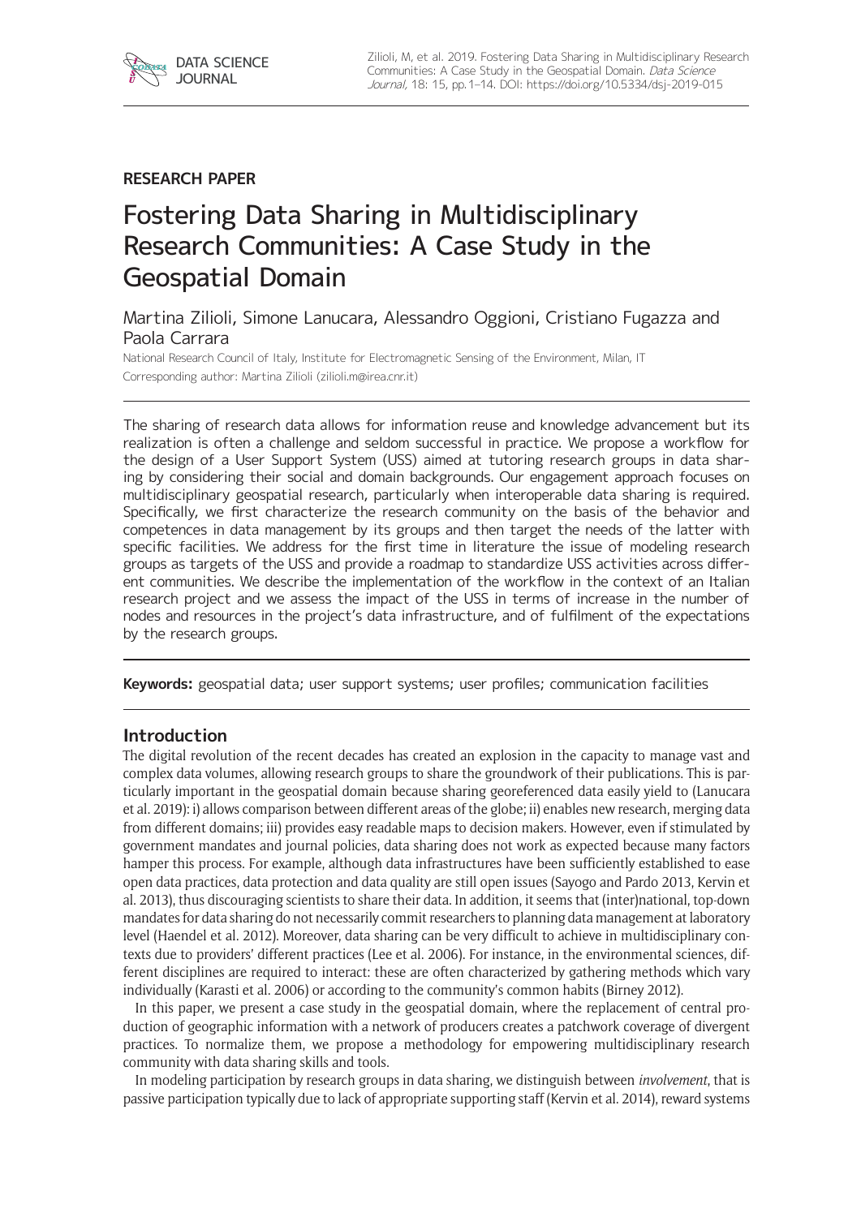**RESEARCH PAPER**

# Fostering Data Sharing in Multidisciplinary Research Communities: A Case Study in the Geospatial Domain

Martina Zilioli, Simone Lanucara, Alessandro Oggioni, Cristiano Fugazza and Paola Carrara

National Research Council of Italy, Institute for Electromagnetic Sensing of the Environment, Milan, IT

Corresponding author: Martina Zilioli (zilioli.m@irea.cnr.it)

The sharing of research data allows for information reuse and knowledge advancement but its realization is often a challenge and seldom successful in practice. We propose a workflow for the design of a User Support System (USS) aimed at tutoring research groups in data sharing by considering their social and domain backgrounds. Our engagement approach focuses on multidisciplinary geospatial research, particularly when interoperable data sharing is required. Specifically, we first characterize the research community on the basis of the behavior and competences in data management by its groups and then target the needs of the latter with specific facilities. We address for the first time in literature the issue of modeling research groups as targets of the USS and provide a roadmap to standardize USS activities across different communities. We describe the implementation of the workflow in the context of an Italian research project and we assess the impact of the USS in terms of increase in the number of nodes and resources in the project's data infrastructure, and of fulfilment of the expectations by the research groups.

**Keywords:** geospatial data; user support systems; user profiles; communication facilities

## Introduction

The digital revolution of the recent decades has created an explosion in the capacity to manage vast and complex data volumes, allowing research groups to share the groundwork of their publications. This is particularly important in the geospatial domain because sharing georeferenced data easily yield to (Lanucara et al. 2019): i) allows comparison between different areas of the globe; ii) enables new research, merging data from different domains; iii) provides easy readable maps to decision makers. However, even if stimulated by government mandates and journal policies, data sharing does not work as expected because many factors hamper this process. For example, although data infrastructures have been sufficiently established to ease open data practices, data protection and data quality are still open issues (Sayogo and Pardo 2013, Kervin et al. 2013), thus discouraging scientists to share their data. In addition, it seems that (inter)national, top-down mandates for data sharing do not necessarily commit researchers to planning data management at laboratory level (Haendel et al. 2012). Moreover, data sharing can be very difficult to achieve in multidisciplinary contexts due to providers' different practices (Lee et al. 2006). For instance, in the environmental sciences, different disciplines are required to interact: these are often characterized by gathering methods which vary individually (Karasti et al. 2006) or according to the community's common habits (Birney 2012).

In this paper, we present a case study in the geospatial domain, where the replacement of central production of geographic information with a network of producers creates a patchwork coverage of divergent practices. To normalize them, we propose a methodology for empowering multidisciplinary research community with data sharing skills and tools.

In modeling participation by research groups in data sharing, we distinguish between *involvement*, that is passive participation typically due to lack of appropriate supporting staff (Kervin et al. 2014), reward systems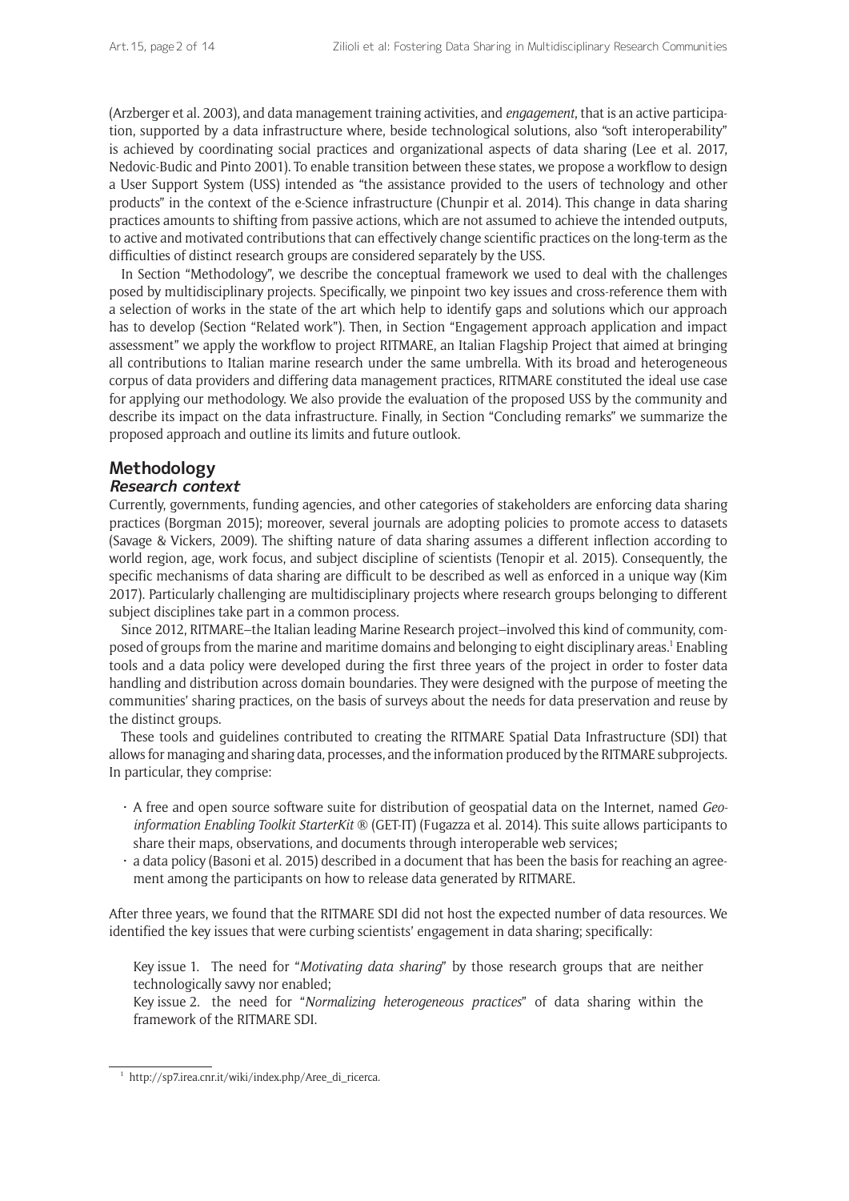(Arzberger et al. 2003), and data management training activities, and *engagement*, that is an active participation, supported by a data infrastructure where, beside technological solutions, also "soft interoperability" is achieved by coordinating social practices and organizational aspects of data sharing (Lee et al. 2017, Nedovic-Budic and Pinto 2001). To enable transition between these states, we propose a workflow to design a User Support System (USS) intended as "the assistance provided to the users of technology and other products" in the context of the e-Science infrastructure (Chunpir et al. 2014). This change in data sharing practices amounts to shifting from passive actions, which are not assumed to achieve the intended outputs, to active and motivated contributions that can effectively change scientific practices on the long-term as the difficulties of distinct research groups are considered separately by the USS.

In Section "Methodology", we describe the conceptual framework we used to deal with the challenges posed by multidisciplinary projects. Specifically, we pinpoint two key issues and cross-reference them with a selection of works in the state of the art which help to identify gaps and solutions which our approach has to develop (Section "Related work"). Then, in Section "Engagement approach application and impact assessment" we apply the workflow to project RITMARE, an Italian Flagship Project that aimed at bringing all contributions to Italian marine research under the same umbrella. With its broad and heterogeneous corpus of data providers and differing data management practices, RITMARE constituted the ideal use case for applying our methodology. We also provide the evaluation of the proposed USS by the community and describe its impact on the data infrastructure. Finally, in Section "Concluding remarks" we summarize the proposed approach and outline its limits and future outlook.

## Methodology

### Research context

Currently, governments, funding agencies, and other categories of stakeholders are enforcing data sharing practices (Borgman 2015); moreover, several journals are adopting policies to promote access to datasets (Savage & Vickers, 2009). The shifting nature of data sharing assumes a different inflection according to world region, age, work focus, and subject discipline of scientists (Tenopir et al. 2015). Consequently, the specific mechanisms of data sharing are difficult to be described as well as enforced in a unique way (Kim 2017). Particularly challenging are multidisciplinary projects where research groups belonging to different subject disciplines take part in a common process.

Since 2012, RITMARE–the Italian leading Marine Research project–involved this kind of community, composed of groups from the marine and maritime domains and belonging to eight disciplinary areas.[1] Enabling tools and a data policy were developed during the first three years of the project in order to foster data handling and distribution across domain boundaries. They were designed with the purpose of meeting the communities' sharing practices, on the basis of surveys about the needs for data preservation and reuse by the distinct groups.

These tools and guidelines contributed to creating the RITMARE Spatial Data Infrastructure (SDI) that allows for managing and sharing data, processes, and the information produced by the RITMARE subprojects. In particular, they comprise:

- A free and open source software suite for distribution of geospatial data on the Internet, named *Geo-information Enabling Toolkit StarterKit* ® (GET-IT) (Fugazza et al. 2014). This suite allows participants to share their maps, observations, and documents through interoperable web services;
- a data policy (Basoni et al. 2015) described in a document that has been the basis for reaching an agreement among the participants on how to release data generated by RITMARE.

After three years, we found that the RITMARE SDI did not host the expected number of data resources. We identified the key issues that were curbing scientists' engagement in data sharing; specifically:

Key issue 1. The need for "*Motivating data sharing*" by those research groups that are neither technologically savvy nor enabled;

Key issue 2. the need for "*Normalizing heterogeneous practices*" of data sharing within the framework of the RITMARE SDI.

---

[1] http://sp7.irea.cnr.it/wiki/index.php/Aree_di_ricerca.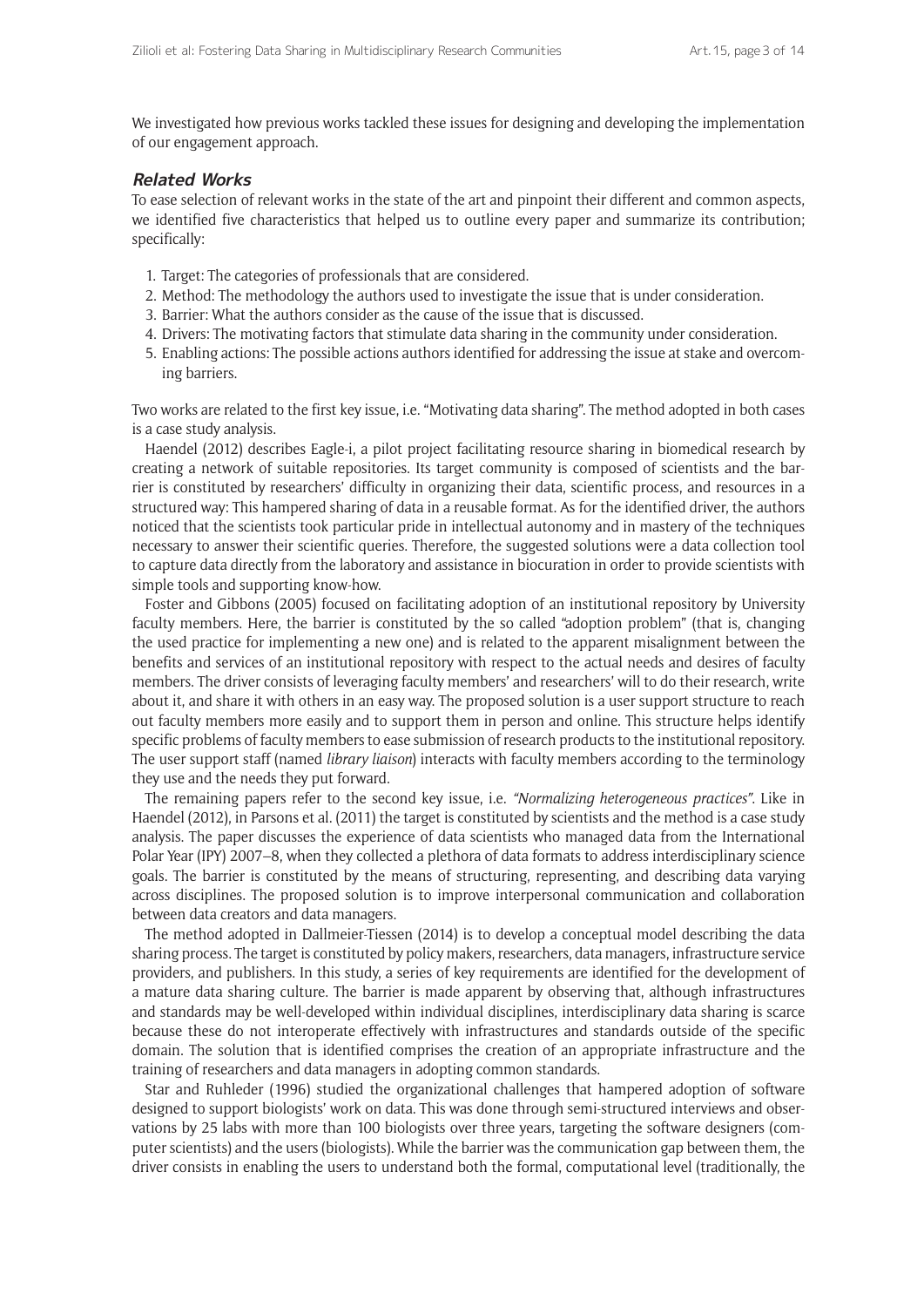We investigated how previous works tackled these issues for designing and developing the implementation of our engagement approach.

### *Related Works*

To ease selection of relevant works in the state of the art and pinpoint their different and common aspects, we identified five characteristics that helped us to outline every paper and summarize its contribution; specifically:

1. Target: The categories of professionals that are considered.
2. Method: The methodology the authors used to investigate the issue that is under consideration.
3. Barrier: What the authors consider as the cause of the issue that is discussed.
4. Drivers: The motivating factors that stimulate data sharing in the community under consideration.
5. Enabling actions: The possible actions authors identified for addressing the issue at stake and overcoming barriers.

Two works are related to the first key issue, i.e. "Motivating data sharing". The method adopted in both cases is a case study analysis.

Haendel (2012) describes Eagle-i, a pilot project facilitating resource sharing in biomedical research by creating a network of suitable repositories. Its target community is composed of scientists and the barrier is constituted by researchers' difficulty in organizing their data, scientific process, and resources in a structured way: This hampered sharing of data in a reusable format. As for the identified driver, the authors noticed that the scientists took particular pride in intellectual autonomy and in mastery of the techniques necessary to answer their scientific queries. Therefore, the suggested solutions were a data collection tool to capture data directly from the laboratory and assistance in biocuration in order to provide scientists with simple tools and supporting know-how.

Foster and Gibbons (2005) focused on facilitating adoption of an institutional repository by University faculty members. Here, the barrier is constituted by the so called "adoption problem" (that is, changing the used practice for implementing a new one) and is related to the apparent misalignment between the benefits and services of an institutional repository with respect to the actual needs and desires of faculty members. The driver consists of leveraging faculty members' and researchers' will to do their research, write about it, and share it with others in an easy way. The proposed solution is a user support structure to reach out faculty members more easily and to support them in person and online. This structure helps identify specific problems of faculty members to ease submission of research products to the institutional repository. The user support staff (named *library liaison*) interacts with faculty members according to the terminology they use and the needs they put forward.

The remaining papers refer to the second key issue, i.e. *"Normalizing heterogeneous practices"*. Like in Haendel (2012), in Parsons et al. (2011) the target is constituted by scientists and the method is a case study analysis. The paper discusses the experience of data scientists who managed data from the International Polar Year (IPY) 2007–8, when they collected a plethora of data formats to address interdisciplinary science goals. The barrier is constituted by the means of structuring, representing, and describing data varying across disciplines. The proposed solution is to improve interpersonal communication and collaboration between data creators and data managers.

The method adopted in Dallmeier-Tiessen (2014) is to develop a conceptual model describing the data sharing process. The target is constituted by policy makers, researchers, data managers, infrastructure service providers, and publishers. In this study, a series of key requirements are identified for the development of a mature data sharing culture. The barrier is made apparent by observing that, although infrastructures and standards may be well-developed within individual disciplines, interdisciplinary data sharing is scarce because these do not interoperate effectively with infrastructures and standards outside of the specific domain. The solution that is identified comprises the creation of an appropriate infrastructure and the training of researchers and data managers in adopting common standards.

Star and Ruhleder (1996) studied the organizational challenges that hampered adoption of software designed to support biologists' work on data. This was done through semi-structured interviews and observations by 25 labs with more than 100 biologists over three years, targeting the software designers (computer scientists) and the users (biologists). While the barrier was the communication gap between them, the driver consists in enabling the users to understand both the formal, computational level (traditionally, the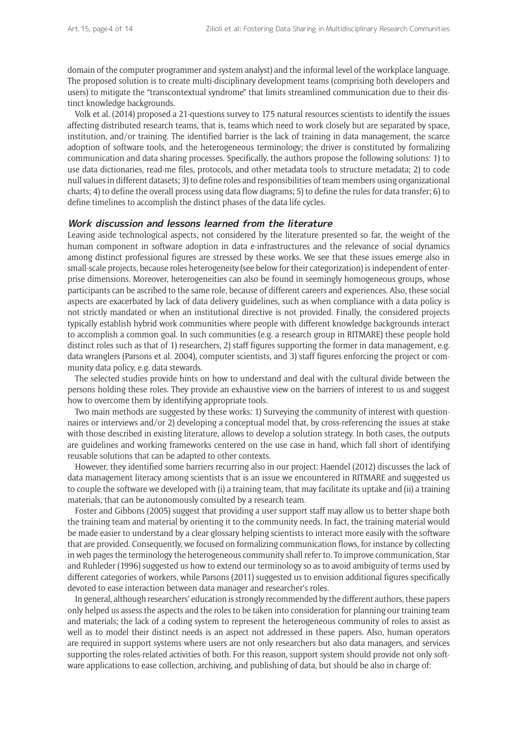domain of the computer programmer and system analyst) and the informal level of the workplace language. The proposed solution is to create multi-disciplinary development teams (comprising both developers and users) to mitigate the "transcontextual syndrome" that limits streamlined communication due to their distinct knowledge backgrounds.

Volk et al. (2014) proposed a 21-questions survey to 175 natural resources scientists to identify the issues affecting distributed research teams, that is, teams which need to work closely but are separated by space, institution, and/or training. The identified barrier is the lack of training in data management, the scarce adoption of software tools, and the heterogeneous terminology; the driver is constituted by formalizing communication and data sharing processes. Specifically, the authors propose the following solutions: 1) to use data dictionaries, read-me files, protocols, and other metadata tools to structure metadata; 2) to code null values in different datasets; 3) to define roles and responsibilities of team members using organizational charts; 4) to define the overall process using data flow diagrams; 5) to define the rules for data transfer; 6) to define timelines to accomplish the distinct phases of the data life cycles.

### Work discussion and lessons learned from the literature

Leaving aside technological aspects, not considered by the literature presented so far, the weight of the human component in software adoption in data e-infrastructures and the relevance of social dynamics among distinct professional figures are stressed by these works. We see that these issues emerge also in small-scale projects, because roles heterogeneity (see below for their categorization) is independent of enterprise dimensions. Moreover, heterogeneities can also be found in seemingly homogeneous groups, whose participants can be ascribed to the same role, because of different careers and experiences. Also, these social aspects are exacerbated by lack of data delivery guidelines, such as when compliance with a data policy is not strictly mandated or when an institutional directive is not provided. Finally, the considered projects typically establish hybrid work communities where people with different knowledge backgrounds interact to accomplish a common goal. In such communities (e.g. a research group in RITMARE) these people hold distinct roles such as that of 1) researchers, 2) staff figures supporting the former in data management, e.g. data wranglers (Parsons et al. 2004), computer scientists, and 3) staff figures enforcing the project or community data policy, e.g. data stewards.

The selected studies provide hints on how to understand and deal with the cultural divide between the persons holding these roles. They provide an exhaustive view on the barriers of interest to us and suggest how to overcome them by identifying appropriate tools.

Two main methods are suggested by these works: 1) Surveying the community of interest with questionnaires or interviews and/or 2) developing a conceptual model that, by cross-referencing the issues at stake with those described in existing literature, allows to develop a solution strategy. In both cases, the outputs are guidelines and working frameworks centered on the use case in hand, which fall short of identifying reusable solutions that can be adapted to other contexts.

However, they identified some barriers recurring also in our project: Haendel (2012) discusses the lack of data management literacy among scientists that is an issue we encountered in RITMARE and suggested us to couple the software we developed with (i) a training team, that may facilitate its uptake and (ii) a training materials, that can be autonomously consulted by a research team.

Foster and Gibbons (2005) suggest that providing a user support staff may allow us to better shape both the training team and material by orienting it to the community needs. In fact, the training material would be made easier to understand by a clear glossary helping scientists to interact more easily with the software that are provided. Consequently, we focused on formalizing communication flows, for instance by collecting in web pages the terminology the heterogeneous community shall refer to. To improve communication, Star and Ruhleder (1996) suggested us how to extend our terminology so as to avoid ambiguity of terms used by different categories of workers, while Parsons (2011) suggested us to envision additional figures specifically devoted to ease interaction between data manager and researcher's roles.

In general, although researchers' education is strongly recommended by the different authors, these papers only helped us assess the aspects and the roles to be taken into consideration for planning our training team and materials; the lack of a coding system to represent the heterogeneous community of roles to assist as well as to model their distinct needs is an aspect not addressed in these papers. Also, human operators are required in support systems where users are not only researchers but also data managers, and services supporting the roles-related activities of both. For this reason, support system should provide not only software applications to ease collection, archiving, and publishing of data, but should be also in charge of: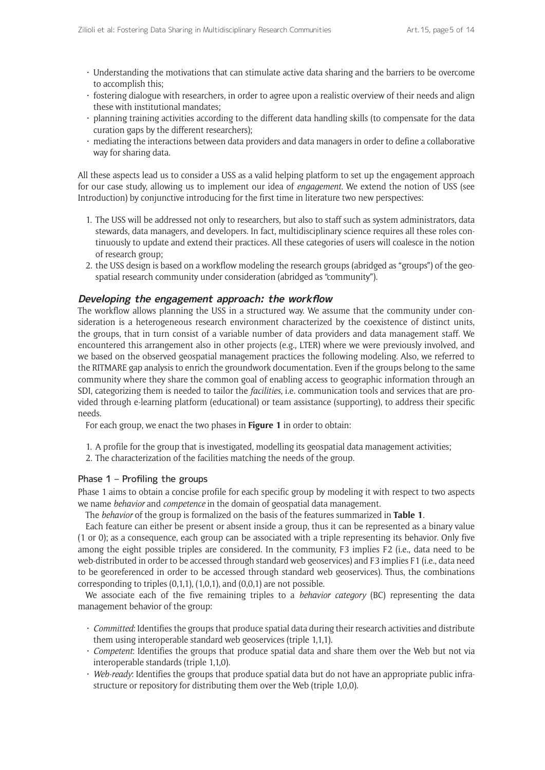- Understanding the motivations that can stimulate active data sharing and the barriers to be overcome to accomplish this;
- fostering dialogue with researchers, in order to agree upon a realistic overview of their needs and align these with institutional mandates;
- planning training activities according to the different data handling skills (to compensate for the data curation gaps by the different researchers);
- mediating the interactions between data providers and data managers in order to define a collaborative way for sharing data.

All these aspects lead us to consider a USS as a valid helping platform to set up the engagement approach for our case study, allowing us to implement our idea of *engagement*. We extend the notion of USS (see Introduction) by conjunctive introducing for the first time in literature two new perspectives:

1. The USS will be addressed not only to researchers, but also to staff such as system administrators, data stewards, data managers, and developers. In fact, multidisciplinary science requires all these roles continuously to update and extend their practices. All these categories of users will coalesce in the notion of research group;
2. the USS design is based on a workflow modeling the research groups (abridged as "groups") of the geospatial research community under consideration (abridged as "community").

## Developing the engagement approach: the workflow

The workflow allows planning the USS in a structured way. We assume that the community under consideration is a heterogeneous research environment characterized by the coexistence of distinct units, the groups, that in turn consist of a variable number of data providers and data management staff. We encountered this arrangement also in other projects (e.g., LTER) where we were previously involved, and we based on the observed geospatial management practices the following modeling. Also, we referred to the RITMARE gap analysis to enrich the groundwork documentation. Even if the groups belong to the same community where they share the common goal of enabling access to geographic information through an SDI, categorizing them is needed to tailor the *facilities*, i.e. communication tools and services that are provided through e-learning platform (educational) or team assistance (supporting), to address their specific needs.

For each group, we enact the two phases in **Figure 1** in order to obtain:

1. A profile for the group that is investigated, modelling its geospatial data management activities;
2. The characterization of the facilities matching the needs of the group.

### Phase 1 – Profiling the groups

Phase 1 aims to obtain a concise profile for each specific group by modeling it with respect to two aspects we name *behavior* and *competence* in the domain of geospatial data management.

The *behavior* of the group is formalized on the basis of the features summarized in **Table 1**.

Each feature can either be present or absent inside a group, thus it can be represented as a binary value (1 or 0); as a consequence, each group can be associated with a triple representing its behavior. Only five among the eight possible triples are considered. In the community, F3 implies F2 (i.e., data need to be web-distributed in order to be accessed through standard web geoservices) and F3 implies F1 (i.e., data need to be georeferenced in order to be accessed through standard web geoservices). Thus, the combinations corresponding to triples (0,1,1), (1,0,1), and (0,0,1) are not possible.

We associate each of the five remaining triples to a *behavior category* (BC) representing the data management behavior of the group:

- *Committed*: Identifies the groups that produce spatial data during their research activities and distribute them using interoperable standard web geoservices (triple 1,1,1).
- *Competent*: Identifies the groups that produce spatial data and share them over the Web but not via interoperable standards (triple 1,1,0).
- *Web-ready*: Identifies the groups that produce spatial data but do not have an appropriate public infrastructure or repository for distributing them over the Web (triple 1,0,0).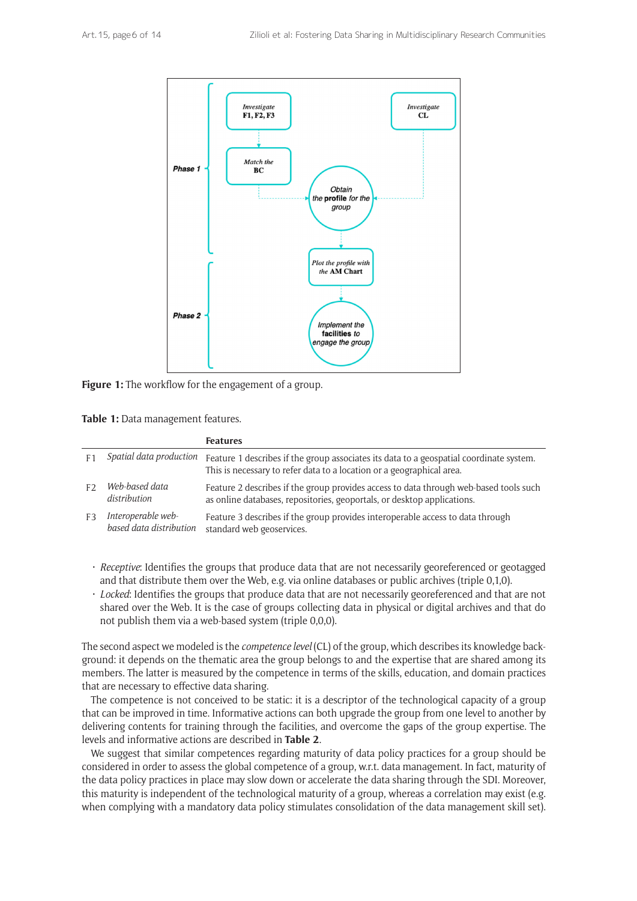**Figure 1:** The workflow for the engagement of a group.

**Table 1:** Data management features.

| | | Features |
|---|---|---|
| F1 | *Spatial data production* | Feature 1 describes if the group associates its data to a geospatial coordinate system. This is necessary to refer data to a location or a geographical area. |
| F2 | *Web-based data distribution* | Feature 2 describes if the group provides access to data through web-based tools such as online databases, repositories, geoportals, or desktop applications. |
| F3 | *Interoperable web-based data distribution* | Feature 3 describes if the group provides interoperable access to data through standard web geoservices. |

- *Receptive*: Identifies the groups that produce data that are not necessarily georeferenced or geotagged and that distribute them over the Web, e.g. via online databases or public archives (triple 0,1,0).
- *Locked*: Identifies the groups that produce data that are not necessarily georeferenced and that are not shared over the Web. It is the case of groups collecting data in physical or digital archives and that do not publish them via a web-based system (triple 0,0,0).

The second aspect we modeled is the *competence level* (CL) of the group, which describes its knowledge background: it depends on the thematic area the group belongs to and the expertise that are shared among its members. The latter is measured by the competence in terms of the skills, education, and domain practices that are necessary to effective data sharing.

The competence is not conceived to be static: it is a descriptor of the technological capacity of a group that can be improved in time. Informative actions can both upgrade the group from one level to another by delivering contents for training through the facilities, and overcome the gaps of the group expertise. The levels and informative actions are described in **Table 2**.

We suggest that similar competences regarding maturity of data policy practices for a group should be considered in order to assess the global competence of a group, w.r.t. data management. In fact, maturity of the data policy practices in place may slow down or accelerate the data sharing through the SDI. Moreover, this maturity is independent of the technological maturity of a group, whereas a correlation may exist (e.g. when complying with a mandatory data policy stimulates consolidation of the data management skill set).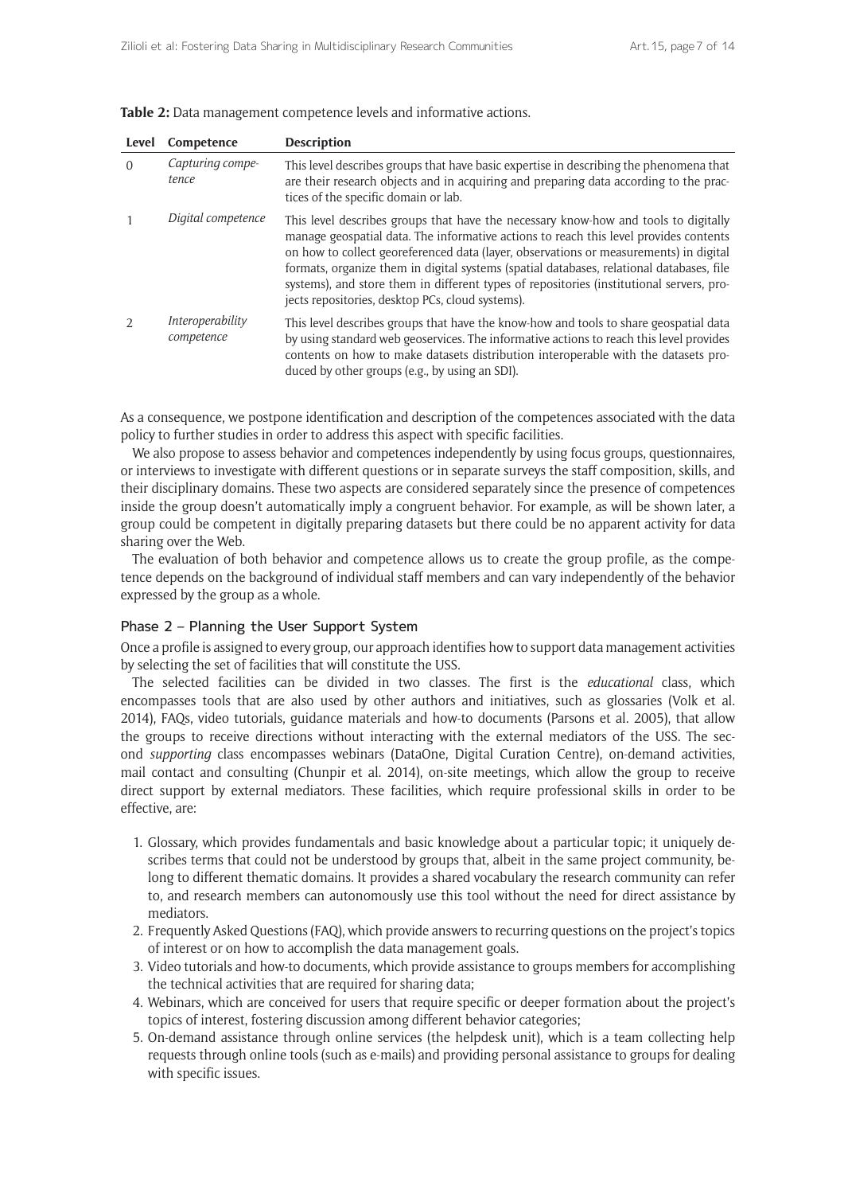**Table 2:** Data management competence levels and informative actions.

| Level | Competence | Description |
|---|---|---|
| 0 | *Capturing competence* | This level describes groups that have basic expertise in describing the phenomena that are their research objects and in acquiring and preparing data according to the practices of the specific domain or lab. |
| 1 | *Digital competence* | This level describes groups that have the necessary know-how and tools to digitally manage geospatial data. The informative actions to reach this level provides contents on how to collect georeferenced data (layer, observations or measurements) in digital formats, organize them in digital systems (spatial databases, relational databases, file systems), and store them in different types of repositories (institutional servers, projects repositories, desktop PCs, cloud systems). |
| 2 | *Interoperability competence* | This level describes groups that have the know-how and tools to share geospatial data by using standard web geoservices. The informative actions to reach this level provides contents on how to make datasets distribution interoperable with the datasets produced by other groups (e.g., by using an SDI). |

As a consequence, we postpone identification and description of the competences associated with the data policy to further studies in order to address this aspect with specific facilities.

We also propose to assess behavior and competences independently by using focus groups, questionnaires, or interviews to investigate with different questions or in separate surveys the staff composition, skills, and their disciplinary domains. These two aspects are considered separately since the presence of competences inside the group doesn't automatically imply a congruent behavior. For example, as will be shown later, a group could be competent in digitally preparing datasets but there could be no apparent activity for data sharing over the Web.

The evaluation of both behavior and competence allows us to create the group profile, as the competence depends on the background of individual staff members and can vary independently of the behavior expressed by the group as a whole.

### Phase 2 – Planning the User Support System

Once a profile is assigned to every group, our approach identifies how to support data management activities by selecting the set of facilities that will constitute the USS.

The selected facilities can be divided in two classes. The first is the *educational* class, which encompasses tools that are also used by other authors and initiatives, such as glossaries (Volk et al. 2014), FAQs, video tutorials, guidance materials and how-to documents (Parsons et al. 2005), that allow the groups to receive directions without interacting with the external mediators of the USS. The second *supporting* class encompasses webinars (DataOne, Digital Curation Centre), on-demand activities, mail contact and consulting (Chunpir et al. 2014), on-site meetings, which allow the group to receive direct support by external mediators. These facilities, which require professional skills in order to be effective, are:

1. Glossary, which provides fundamentals and basic knowledge about a particular topic; it uniquely describes terms that could not be understood by groups that, albeit in the same project community, belong to different thematic domains. It provides a shared vocabulary the research community can refer to, and research members can autonomously use this tool without the need for direct assistance by mediators.
2. Frequently Asked Questions (FAQ), which provide answers to recurring questions on the project's topics of interest or on how to accomplish the data management goals.
3. Video tutorials and how-to documents, which provide assistance to groups members for accomplishing the technical activities that are required for sharing data;
4. Webinars, which are conceived for users that require specific or deeper formation about the project's topics of interest, fostering discussion among different behavior categories;
5. On-demand assistance through online services (the helpdesk unit), which is a team collecting help requests through online tools (such as e-mails) and providing personal assistance to groups for dealing with specific issues.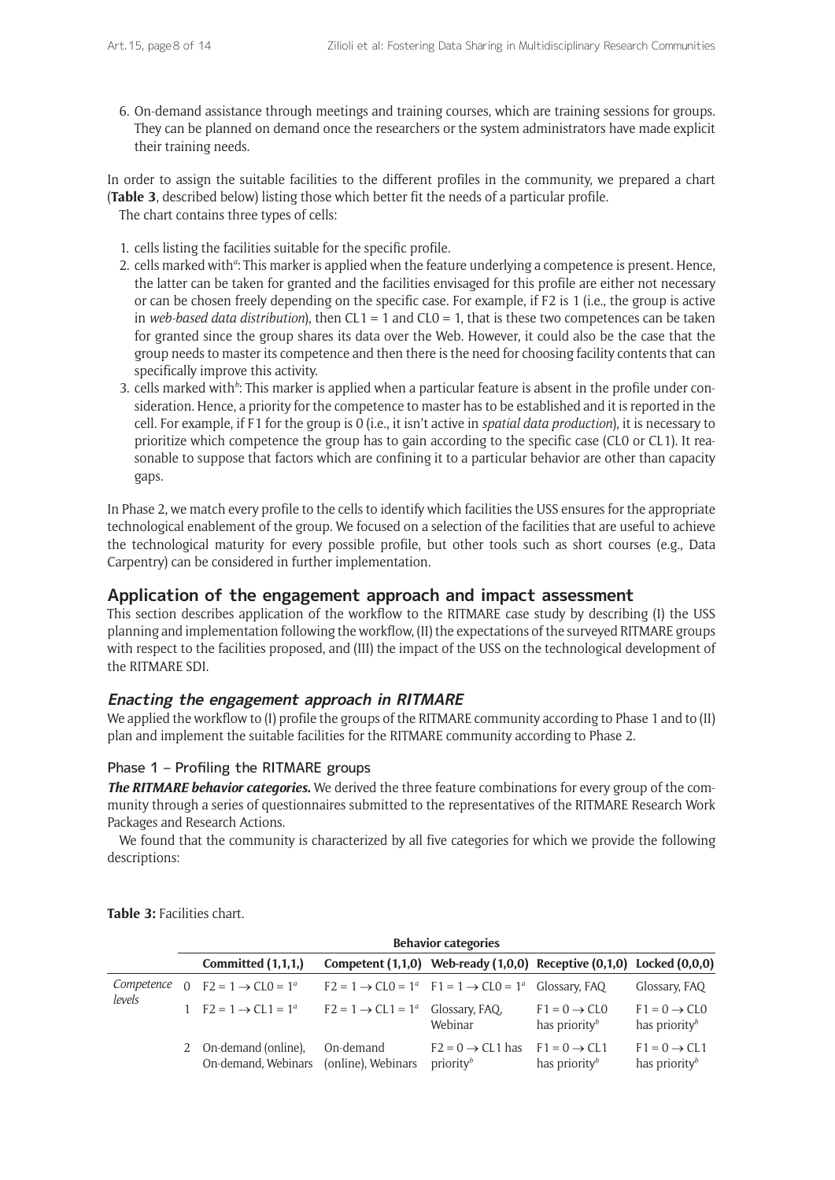6. On-demand assistance through meetings and training courses, which are training sessions for groups. They can be planned on demand once the researchers or the system administrators have made explicit their training needs.

In order to assign the suitable facilities to the different profiles in the community, we prepared a chart (**Table 3**, described below) listing those which better fit the needs of a particular profile.

The chart contains three types of cells:

1. cells listing the facilities suitable for the specific profile.
2. cells marked with[a]: This marker is applied when the feature underlying a competence is present. Hence, the latter can be taken for granted and the facilities envisaged for this profile are either not necessary or can be chosen freely depending on the specific case. For example, if F2 is 1 (i.e., the group is active in *web-based data distribution*), then CL1 = 1 and CL0 = 1, that is these two competences can be taken for granted since the group shares its data over the Web. However, it could also be the case that the group needs to master its competence and then there is the need for choosing facility contents that can specifically improve this activity.
3. cells marked with[b]: This marker is applied when a particular feature is absent in the profile under consideration. Hence, a priority for the competence to master has to be established and it is reported in the cell. For example, if F1 for the group is 0 (i.e., it isn't active in *spatial data production*), it is necessary to prioritize which competence the group has to gain according to the specific case (CL0 or CL1). It reasonable to suppose that factors which are confining it to a particular behavior are other than capacity gaps.

In Phase 2, we match every profile to the cells to identify which facilities the USS ensures for the appropriate technological enablement of the group. We focused on a selection of the facilities that are useful to achieve the technological maturity for every possible profile, but other tools such as short courses (e.g., Data Carpentry) can be considered in further implementation.

## Application of the engagement approach and impact assessment

This section describes application of the workflow to the RITMARE case study by describing (I) the USS planning and implementation following the workflow, (II) the expectations of the surveyed RITMARE groups with respect to the facilities proposed, and (III) the impact of the USS on the technological development of the RITMARE SDI.

### *Enacting the engagement approach in RITMARE*

We applied the workflow to (I) profile the groups of the RITMARE community according to Phase 1 and to (II) plan and implement the suitable facilities for the RITMARE community according to Phase 2.

#### Phase 1 – Profiling the RITMARE groups

***The RITMARE behavior categories.*** We derived the three feature combinations for every group of the community through a series of questionnaires submitted to the representatives of the RITMARE Research Work Packages and Research Actions.

We found that the community is characterized by all five categories for which we provide the following descriptions:

**Table 3:** Facilities chart.

| | | Behavior categories | | | | |
|---|---|---|---|---|---|---|
| | | **Committed (1,1,1,)** | **Competent (1,1,0)** | **Web-ready (1,0,0)** | **Receptive (0,1,0)** | **Locked (0,0,0)** |
| *Competence levels* | 0 | F2 = 1 → CL0 = 1[a] | F2 = 1 → CL0 = 1[a] | F1 = 1 → CL0 = 1[a] | Glossary, FAQ | Glossary, FAQ |
| | 1 | F2 = 1 → CL1 = 1[a] | F2 = 1 → CL1 = 1[a] | Glossary, FAQ, Webinar | F1 = 0 → CL0 has priority[b] | F1 = 0 → CL0 has priority[b] |
| | 2 | On-demand (online), On-demand, Webinars | On-demand (online), Webinars | F2 = 0 → CL1 has priority[b] | F1 = 0 → CL1 has priority[b] | F1 = 0 → CL1 has priority[b] |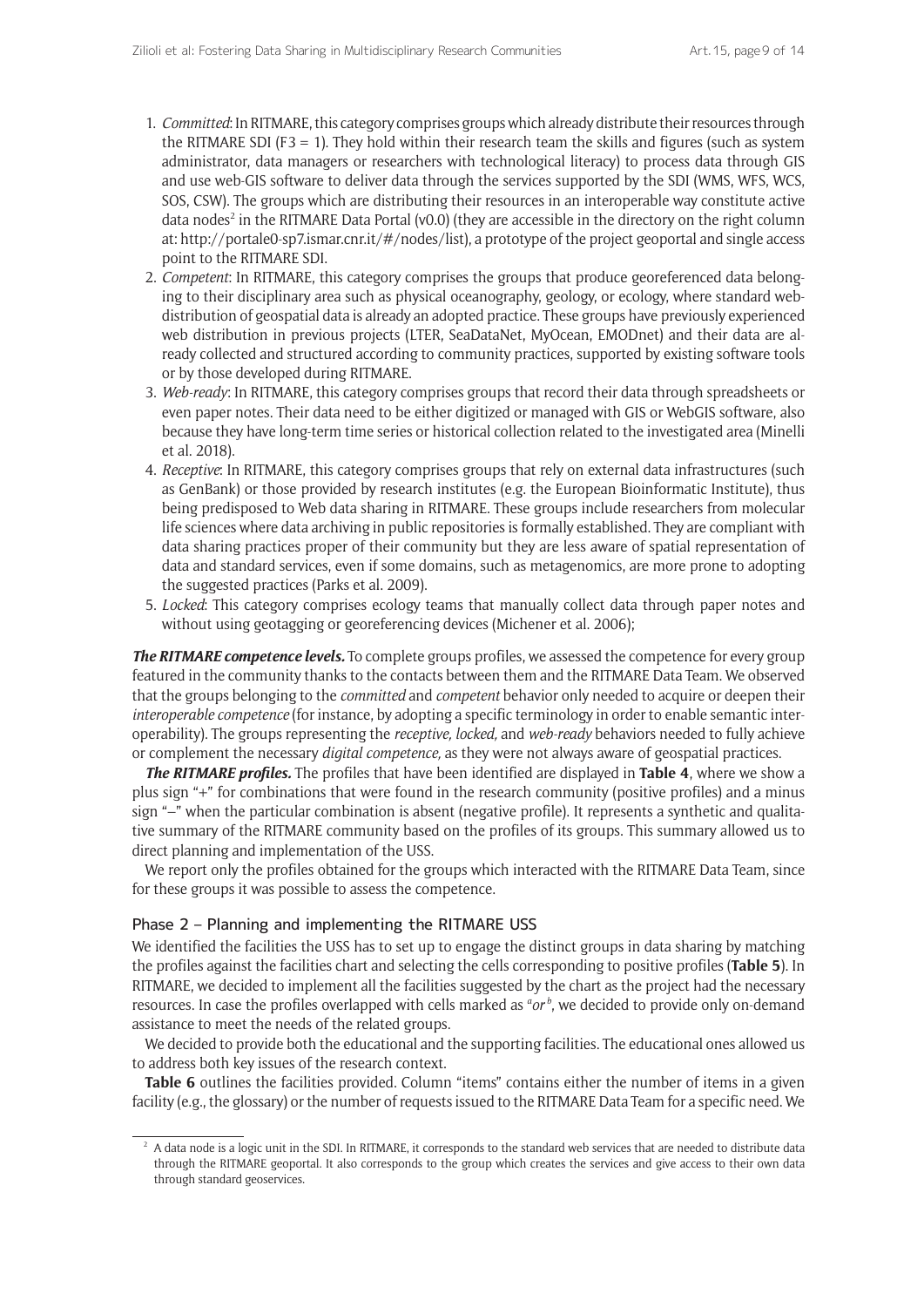1. *Committed*: In RITMARE, this category comprises groups which already distribute their resources through the RITMARE SDI (F3 = 1). They hold within their research team the skills and figures (such as system administrator, data managers or researchers with technological literacy) to process data through GIS and use web-GIS software to deliver data through the services supported by the SDI (WMS, WFS, WCS, SOS, CSW). The groups which are distributing their resources in an interoperable way constitute active data nodes[2] in the RITMARE Data Portal (v0.0) (they are accessible in the directory on the right column at: http://portale0-sp7.ismar.cnr.it/#/nodes/list), a prototype of the project geoportal and single access point to the RITMARE SDI.
2. *Competent*: In RITMARE, this category comprises the groups that produce georeferenced data belonging to their disciplinary area such as physical oceanography, geology, or ecology, where standard web-distribution of geospatial data is already an adopted practice. These groups have previously experienced web distribution in previous projects (LTER, SeaDataNet, MyOcean, EMODnet) and their data are already collected and structured according to community practices, supported by existing software tools or by those developed during RITMARE.
3. *Web-ready*: In RITMARE, this category comprises groups that record their data through spreadsheets or even paper notes. Their data need to be either digitized or managed with GIS or WebGIS software, also because they have long-term time series or historical collection related to the investigated area (Minelli et al. 2018).
4. *Receptive*: In RITMARE, this category comprises groups that rely on external data infrastructures (such as GenBank) or those provided by research institutes (e.g. the European Bioinformatic Institute), thus being predisposed to Web data sharing in RITMARE. These groups include researchers from molecular life sciences where data archiving in public repositories is formally established. They are compliant with data sharing practices proper of their community but they are less aware of spatial representation of data and standard services, even if some domains, such as metagenomics, are more prone to adopting the suggested practices (Parks et al. 2009).
5. *Locked*: This category comprises ecology teams that manually collect data through paper notes and without using geotagging or georeferencing devices (Michener et al. 2006);

***The RITMARE competence levels.*** To complete groups profiles, we assessed the competence for every group featured in the community thanks to the contacts between them and the RITMARE Data Team. We observed that the groups belonging to the *committed* and *competent* behavior only needed to acquire or deepen their *interoperable competence* (for instance, by adopting a specific terminology in order to enable semantic interoperability). The groups representing the *receptive, locked,* and *web-ready* behaviors needed to fully achieve or complement the necessary *digital competence,* as they were not always aware of geospatial practices.

***The RITMARE profiles.*** The profiles that have been identified are displayed in **Table 4**, where we show a plus sign "+" for combinations that were found in the research community (positive profiles) and a minus sign "–" when the particular combination is absent (negative profile). It represents a synthetic and qualitative summary of the RITMARE community based on the profiles of its groups. This summary allowed us to direct planning and implementation of the USS.

We report only the profiles obtained for the groups which interacted with the RITMARE Data Team, since for these groups it was possible to assess the competence.

### Phase 2 – Planning and implementing the RITMARE USS

We identified the facilities the USS has to set up to engage the distinct groups in data sharing by matching the profiles against the facilities chart and selecting the cells corresponding to positive profiles (**Table 5**). In RITMARE, we decided to implement all the facilities suggested by the chart as the project had the necessary resources. In case the profiles overlapped with cells marked as *[a]or[b]*, we decided to provide only on-demand assistance to meet the needs of the related groups.

We decided to provide both the educational and the supporting facilities. The educational ones allowed us to address both key issues of the research context.

**Table 6** outlines the facilities provided. Column "items" contains either the number of items in a given facility (e.g., the glossary) or the number of requests issued to the RITMARE Data Team for a specific need. We

[2] A data node is a logic unit in the SDI. In RITMARE, it corresponds to the standard web services that are needed to distribute data through the RITMARE geoportal. It also corresponds to the group which creates the services and give access to their own data through standard geoservices.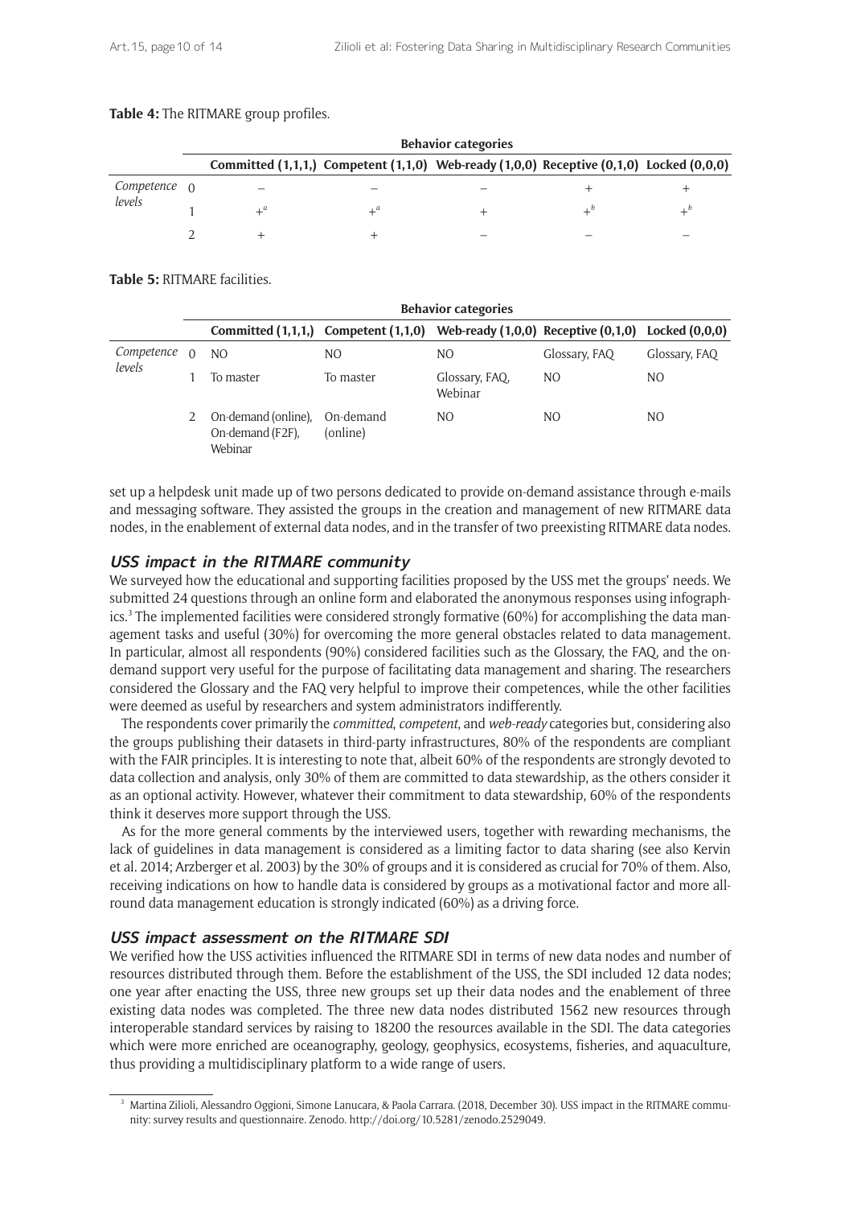**Table 4:** The RITMARE group profiles.

| | | Behavior categories | | | | |
|---|---|---|---|---|---|---|
| | | Committed (1,1,1,) | Competent (1,1,0) | Web-ready (1,0,0) | Receptive (0,1,0) | Locked (0,0,0) |
| *Competence levels* | 0 | – | – | – | + | + |
| | 1 | +[a] | +[a] | + | +[b] | +[b] |
| | 2 | + | + | – | – | – |

**Table 5:** RITMARE facilities.

| | | Behavior categories | | | | |
|---|---|---|---|---|---|---|
| | | Committed (1,1,1,) | Competent (1,1,0) | Web-ready (1,0,0) | Receptive (0,1,0) | Locked (0,0,0) |
| *Competence levels* | 0 | NO | NO | NO | Glossary, FAQ | Glossary, FAQ |
| | 1 | To master | To master | Glossary, FAQ, Webinar | NO | NO |
| | 2 | On-demand (online), On-demand (F2F), Webinar | On-demand (online) | NO | NO | NO |

set up a helpdesk unit made up of two persons dedicated to provide on-demand assistance through e-mails and messaging software. They assisted the groups in the creation and management of new RITMARE data nodes, in the enablement of external data nodes, and in the transfer of two preexisting RITMARE data nodes.

### USS impact in the RITMARE community

We surveyed how the educational and supporting facilities proposed by the USS met the groups' needs. We submitted 24 questions through an online form and elaborated the anonymous responses using infographics.[3] The implemented facilities were considered strongly formative (60%) for accomplishing the data management tasks and useful (30%) for overcoming the more general obstacles related to data management. In particular, almost all respondents (90%) considered facilities such as the Glossary, the FAQ, and the on-demand support very useful for the purpose of facilitating data management and sharing. The researchers considered the Glossary and the FAQ very helpful to improve their competences, while the other facilities were deemed as useful by researchers and system administrators indifferently.

The respondents cover primarily the *committed*, *competent*, and *web-ready* categories but, considering also the groups publishing their datasets in third-party infrastructures, 80% of the respondents are compliant with the FAIR principles. It is interesting to note that, albeit 60% of the respondents are strongly devoted to data collection and analysis, only 30% of them are committed to data stewardship, as the others consider it as an optional activity. However, whatever their commitment to data stewardship, 60% of the respondents think it deserves more support through the USS.

As for the more general comments by the interviewed users, together with rewarding mechanisms, the lack of guidelines in data management is considered as a limiting factor to data sharing (see also Kervin et al. 2014; Arzberger et al. 2003) by the 30% of groups and it is considered as crucial for 70% of them. Also, receiving indications on how to handle data is considered by groups as a motivational factor and more all-round data management education is strongly indicated (60%) as a driving force.

### USS impact assessment on the RITMARE SDI

We verified how the USS activities influenced the RITMARE SDI in terms of new data nodes and number of resources distributed through them. Before the establishment of the USS, the SDI included 12 data nodes; one year after enacting the USS, three new groups set up their data nodes and the enablement of three existing data nodes was completed. The three new data nodes distributed 1562 new resources through interoperable standard services by raising to 18200 the resources available in the SDI. The data categories which were more enriched are oceanography, geology, geophysics, ecosystems, fisheries, and aquaculture, thus providing a multidisciplinary platform to a wide range of users.

[3] Martina Zilioli, Alessandro Oggioni, Simone Lanucara, & Paola Carrara. (2018, December 30). USS impact in the RITMARE community: survey results and questionnaire. Zenodo. http://doi.org/10.5281/zenodo.2529049.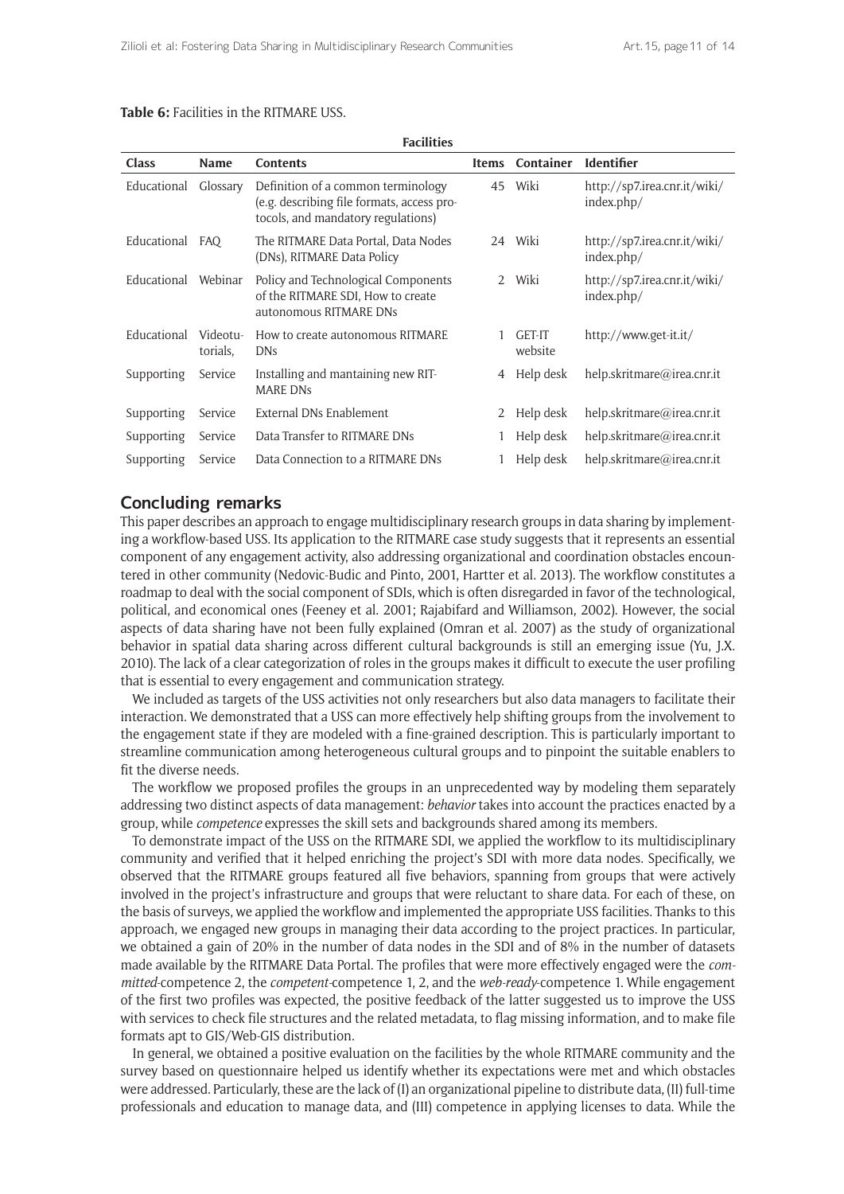**Table 6:** Facilities in the RITMARE USS.

| Facilities | | | | | |
|---|---|---|---|---|---|
| **Class** | **Name** | **Contents** | **Items** | **Container** | **Identifier** |
| Educational | Glossary | Definition of a common terminology (e.g. describing file formats, access protocols, and mandatory regulations) | 45 | Wiki | http://sp7.irea.cnr.it/wiki/index.php/ |
| Educational | FAQ | The RITMARE Data Portal, Data Nodes (DNs), RITMARE Data Policy | 24 | Wiki | http://sp7.irea.cnr.it/wiki/index.php/ |
| Educational | Webinar | Policy and Technological Components of the RITMARE SDI, How to create autonomous RITMARE DNs | 2 | Wiki | http://sp7.irea.cnr.it/wiki/index.php/ |
| Educational | Videotutorials, | How to create autonomous RITMARE DNs | 1 | GET-IT website | http://www.get-it.it/ |
| Supporting | Service | Installing and mantaining new RITMARE DNs | 4 | Help desk | help.skritmare@irea.cnr.it |
| Supporting | Service | External DNs Enablement | 2 | Help desk | help.skritmare@irea.cnr.it |
| Supporting | Service | Data Transfer to RITMARE DNs | 1 | Help desk | help.skritmare@irea.cnr.it |
| Supporting | Service | Data Connection to a RITMARE DNs | 1 | Help desk | help.skritmare@irea.cnr.it |

## Concluding remarks

This paper describes an approach to engage multidisciplinary research groups in data sharing by implementing a workflow-based USS. Its application to the RITMARE case study suggests that it represents an essential component of any engagement activity, also addressing organizational and coordination obstacles encountered in other community (Nedovic-Budic and Pinto, 2001, Hartter et al. 2013). The workflow constitutes a roadmap to deal with the social component of SDIs, which is often disregarded in favor of the technological, political, and economical ones (Feeney et al. 2001; Rajabifard and Williamson, 2002). However, the social aspects of data sharing have not been fully explained (Omran et al. 2007) as the study of organizational behavior in spatial data sharing across different cultural backgrounds is still an emerging issue (Yu, J.X. 2010). The lack of a clear categorization of roles in the groups makes it difficult to execute the user profiling that is essential to every engagement and communication strategy.

We included as targets of the USS activities not only researchers but also data managers to facilitate their interaction. We demonstrated that a USS can more effectively help shifting groups from the involvement to the engagement state if they are modeled with a fine-grained description. This is particularly important to streamline communication among heterogeneous cultural groups and to pinpoint the suitable enablers to fit the diverse needs.

The workflow we proposed profiles the groups in an unprecedented way by modeling them separately addressing two distinct aspects of data management: *behavior* takes into account the practices enacted by a group, while *competence* expresses the skill sets and backgrounds shared among its members.

To demonstrate impact of the USS on the RITMARE SDI, we applied the workflow to its multidisciplinary community and verified that it helped enriching the project's SDI with more data nodes. Specifically, we observed that the RITMARE groups featured all five behaviors, spanning from groups that were actively involved in the project's infrastructure and groups that were reluctant to share data. For each of these, on the basis of surveys, we applied the workflow and implemented the appropriate USS facilities. Thanks to this approach, we engaged new groups in managing their data according to the project practices. In particular, we obtained a gain of 20% in the number of data nodes in the SDI and of 8% in the number of datasets made available by the RITMARE Data Portal. The profiles that were more effectively engaged were the *committed*-competence 2, the *competent*-competence 1, 2, and the *web-ready*-competence 1. While engagement of the first two profiles was expected, the positive feedback of the latter suggested us to improve the USS with services to check file structures and the related metadata, to flag missing information, and to make file formats apt to GIS/Web-GIS distribution.

In general, we obtained a positive evaluation on the facilities by the whole RITMARE community and the survey based on questionnaire helped us identify whether its expectations were met and which obstacles were addressed. Particularly, these are the lack of (I) an organizational pipeline to distribute data, (II) full-time professionals and education to manage data, and (III) competence in applying licenses to data. While the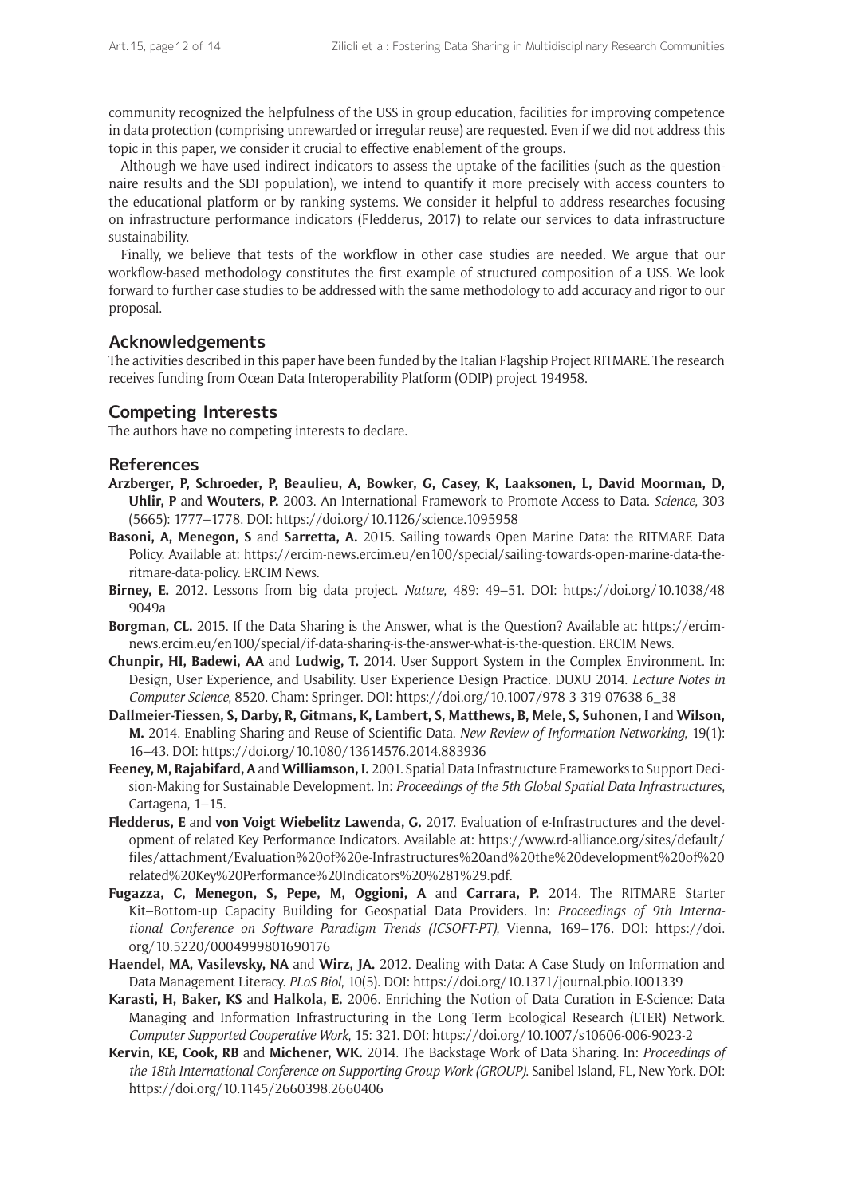community recognized the helpfulness of the USS in group education, facilities for improving competence in data protection (comprising unrewarded or irregular reuse) are requested. Even if we did not address this topic in this paper, we consider it crucial to effective enablement of the groups.

Although we have used indirect indicators to assess the uptake of the facilities (such as the questionnaire results and the SDI population), we intend to quantify it more precisely with access counters to the educational platform or by ranking systems. We consider it helpful to address researches focusing on infrastructure performance indicators (Fledderus, 2017) to relate our services to data infrastructure sustainability.

Finally, we believe that tests of the workflow in other case studies are needed. We argue that our workflow-based methodology constitutes the first example of structured composition of a USS. We look forward to further case studies to be addressed with the same methodology to add accuracy and rigor to our proposal.

## Acknowledgements

The activities described in this paper have been funded by the Italian Flagship Project RITMARE. The research receives funding from Ocean Data Interoperability Platform (ODIP) project 194958.

## Competing Interests

The authors have no competing interests to declare.

## References

**Arzberger, P, Schroeder, P, Beaulieu, A, Bowker, G, Casey, K, Laaksonen, L, David Moorman, D, Uhlir, P** and **Wouters, P.** 2003. An International Framework to Promote Access to Data. *Science*, 303 (5665): 1777–1778. DOI: https://doi.org/10.1126/science.1095958

**Basoni, A, Menegon, S** and **Sarretta, A.** 2015. Sailing towards Open Marine Data: the RITMARE Data Policy. Available at: https://ercim-news.ercim.eu/en100/special/sailing-towards-open-marine-data-the-ritmare-data-policy. ERCIM News.

**Birney, E.** 2012. Lessons from big data project. *Nature*, 489: 49–51. DOI: https://doi.org/10.1038/489049a

**Borgman, CL.** 2015. If the Data Sharing is the Answer, what is the Question? Available at: https://ercim-news.ercim.eu/en100/special/if-data-sharing-is-the-answer-what-is-the-question. ERCIM News.

**Chunpir, HI, Badewi, AA** and **Ludwig, T.** 2014. User Support System in the Complex Environment. In: Design, User Experience, and Usability. User Experience Design Practice. DUXU 2014. *Lecture Notes in Computer Science*, 8520. Cham: Springer. DOI: https://doi.org/10.1007/978-3-319-07638-6_38

**Dallmeier-Tiessen, S, Darby, R, Gitmans, K, Lambert, S, Matthews, B, Mele, S, Suhonen, I** and **Wilson, M.** 2014. Enabling Sharing and Reuse of Scientific Data. *New Review of Information Networking*, 19(1): 16–43. DOI: https://doi.org/10.1080/13614576.2014.883936

**Feeney, M, Rajabifard, A** and **Williamson, I.** 2001. Spatial Data Infrastructure Frameworks to Support Decision-Making for Sustainable Development. In: *Proceedings of the 5th Global Spatial Data Infrastructures*, Cartagena, 1–15.

**Fledderus, E** and **von Voigt Wiebelitz Lawenda, G.** 2017. Evaluation of e-Infrastructures and the development of related Key Performance Indicators. Available at: https://www.rd-alliance.org/sites/default/files/attachment/Evaluation%20of%20e-Infrastructures%20and%20the%20development%20of%20related%20Key%20Performance%20Indicators%20%281%29.pdf.

**Fugazza, C, Menegon, S, Pepe, M, Oggioni, A** and **Carrara, P.** 2014. The RITMARE Starter Kit–Bottom-up Capacity Building for Geospatial Data Providers. In: *Proceedings of 9th International Conference on Software Paradigm Trends (ICSOFT-PT)*, Vienna, 169–176. DOI: https://doi.org/10.5220/0004999801690176

**Haendel, MA, Vasilevsky, NA** and **Wirz, JA.** 2012. Dealing with Data: A Case Study on Information and Data Management Literacy. *PLoS Biol*, 10(5). DOI: https://doi.org/10.1371/journal.pbio.1001339

**Karasti, H, Baker, KS** and **Halkola, E.** 2006. Enriching the Notion of Data Curation in E-Science: Data Managing and Information Infrastructuring in the Long Term Ecological Research (LTER) Network. *Computer Supported Cooperative Work*, 15: 321. DOI: https://doi.org/10.1007/s10606-006-9023-2

**Kervin, KE, Cook, RB** and **Michener, WK.** 2014. The Backstage Work of Data Sharing. In: *Proceedings of the 18th International Conference on Supporting Group Work (GROUP)*. Sanibel Island, FL, New York. DOI: https://doi.org/10.1145/2660398.2660406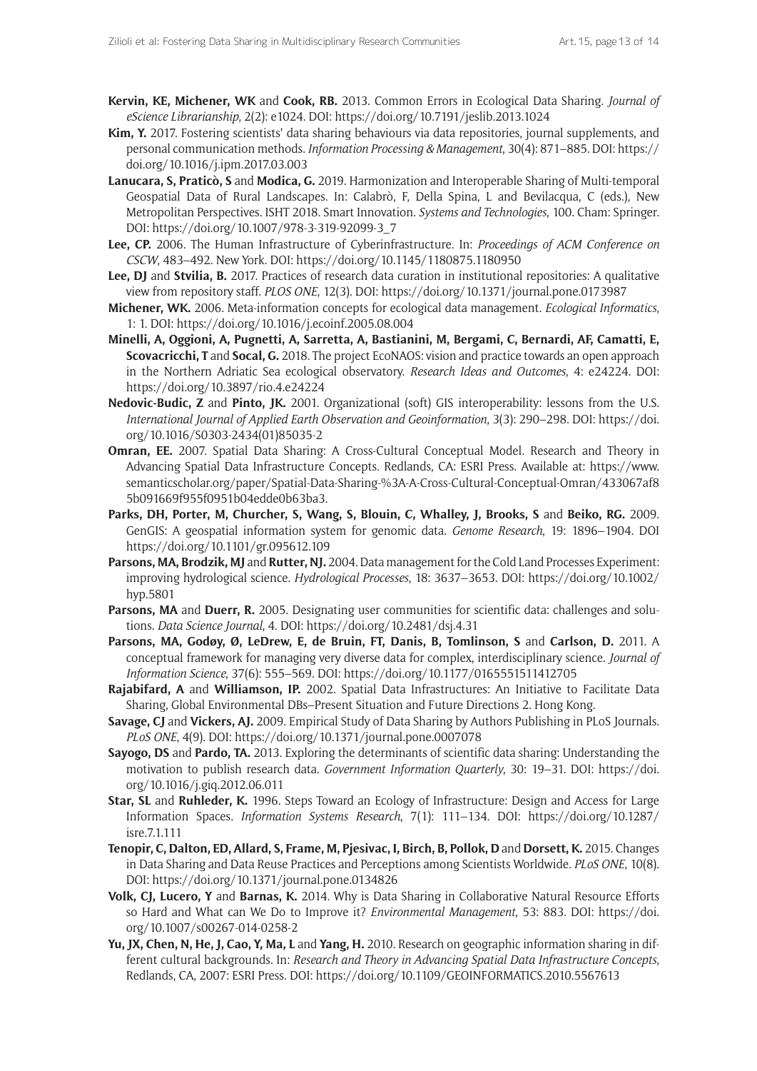**Kervin, KE, Michener, WK** and **Cook, RB.** 2013. Common Errors in Ecological Data Sharing. *Journal of eScience Librarianship*, 2(2): e1024. DOI: https://doi.org/10.7191/jeslib.2013.1024

**Kim, Y.** 2017. Fostering scientists' data sharing behaviours via data repositories, journal supplements, and personal communication methods. *Information Processing & Management*, 30(4): 871–885. DOI: https://doi.org/10.1016/j.ipm.2017.03.003

**Lanucara, S, Praticò, S** and **Modica, G.** 2019. Harmonization and Interoperable Sharing of Multi-temporal Geospatial Data of Rural Landscapes. In: Calabrò, F, Della Spina, L and Bevilacqua, C (eds.), New Metropolitan Perspectives. ISHT 2018. Smart Innovation. *Systems and Technologies*, 100. Cham: Springer. DOI: https://doi.org/10.1007/978-3-319-92099-3_7

**Lee, CP.** 2006. The Human Infrastructure of Cyberinfrastructure. In: *Proceedings of ACM Conference on CSCW*, 483–492. New York. DOI: https://doi.org/10.1145/1180875.1180950

**Lee, DJ** and **Stvilia, B.** 2017. Practices of research data curation in institutional repositories: A qualitative view from repository staff. *PLOS ONE*, 12(3). DOI: https://doi.org/10.1371/journal.pone.0173987

**Michener, WK.** 2006. Meta-information concepts for ecological data management. *Ecological Informatics*, 1: 1. DOI: https://doi.org/10.1016/j.ecoinf.2005.08.004

**Minelli, A, Oggioni, A, Pugnetti, A, Sarretta, A, Bastianini, M, Bergami, C, Bernardi, AF, Camatti, E, Scovacricchi, T** and **Socal, G.** 2018. The project EcoNAOS: vision and practice towards an open approach in the Northern Adriatic Sea ecological observatory. *Research Ideas and Outcomes*, 4: e24224. DOI: https://doi.org/10.3897/rio.4.e24224

**Nedovic-Budic, Z** and **Pinto, JK.** 2001. Organizational (soft) GIS interoperability: lessons from the U.S. *International Journal of Applied Earth Observation and Geoinformation*, 3(3): 290–298. DOI: https://doi.org/10.1016/S0303-2434(01)85035-2

**Omran, EE.** 2007. Spatial Data Sharing: A Cross-Cultural Conceptual Model. Research and Theory in Advancing Spatial Data Infrastructure Concepts. Redlands, CA: ESRI Press. Available at: https://www.semanticscholar.org/paper/Spatial-Data-Sharing-%3A-A-Cross-Cultural-Conceptual-Omran/433067af85b091669f955f0951b04edde0b63ba3.

**Parks, DH, Porter, M, Churcher, S, Wang, S, Blouin, C, Whalley, J, Brooks, S** and **Beiko, RG.** 2009. GenGIS: A geospatial information system for genomic data. *Genome Research*, 19: 1896–1904. DOI https://doi.org/10.1101/gr.095612.109

**Parsons, MA, Brodzik, MJ** and **Rutter, NJ.** 2004. Data management for the Cold Land Processes Experiment: improving hydrological science. *Hydrological Processes*, 18: 3637–3653. DOI: https://doi.org/10.1002/hyp.5801

**Parsons, MA** and **Duerr, R.** 2005. Designating user communities for scientific data: challenges and solutions. *Data Science Journal*, 4. DOI: https://doi.org/10.2481/dsj.4.31

**Parsons, MA, Godøy, Ø, LeDrew, E, de Bruin, FT, Danis, B, Tomlinson, S** and **Carlson, D.** 2011. A conceptual framework for managing very diverse data for complex, interdisciplinary science. *Journal of Information Science*, 37(6): 555–569. DOI: https://doi.org/10.1177/0165551511412705

**Rajabifard, A** and **Williamson, IP.** 2002. Spatial Data Infrastructures: An Initiative to Facilitate Data Sharing, Global Environmental DBs–Present Situation and Future Directions 2. Hong Kong.

**Savage, CJ** and **Vickers, AJ.** 2009. Empirical Study of Data Sharing by Authors Publishing in PLoS Journals. *PLoS ONE*, 4(9). DOI: https://doi.org/10.1371/journal.pone.0007078

**Sayogo, DS** and **Pardo, TA.** 2013. Exploring the determinants of scientific data sharing: Understanding the motivation to publish research data. *Government Information Quarterly*, 30: 19–31. DOI: https://doi.org/10.1016/j.giq.2012.06.011

**Star, SL** and **Ruhleder, K.** 1996. Steps Toward an Ecology of Infrastructure: Design and Access for Large Information Spaces. *Information Systems Research*, 7(1): 111–134. DOI: https://doi.org/10.1287/isre.7.1.111

**Tenopir, C, Dalton, ED, Allard, S, Frame, M, Pjesivac, I, Birch, B, Pollok, D** and **Dorsett, K.** 2015. Changes in Data Sharing and Data Reuse Practices and Perceptions among Scientists Worldwide. *PLoS ONE*, 10(8). DOI: https://doi.org/10.1371/journal.pone.0134826

**Volk, CJ, Lucero, Y** and **Barnas, K.** 2014. Why is Data Sharing in Collaborative Natural Resource Efforts so Hard and What can We Do to Improve it? *Environmental Management*, 53: 883. DOI: https://doi.org/10.1007/s00267-014-0258-2

**Yu, JX, Chen, N, He, J, Cao, Y, Ma, L** and **Yang, H.** 2010. Research on geographic information sharing in different cultural backgrounds. In: *Research and Theory in Advancing Spatial Data Infrastructure Concepts*, Redlands, CA, 2007: ESRI Press. DOI: https://doi.org/10.1109/GEOINFORMATICS.2010.5567613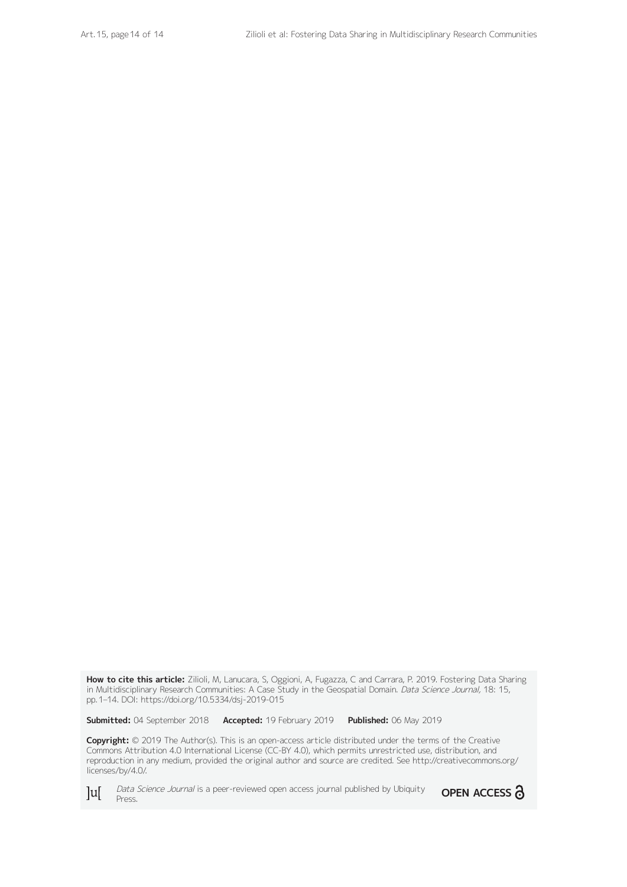**How to cite this article:** Zilioli, M, Lanucara, S, Oggioni, A, Fugazza, C and Carrara, P. 2019. Fostering Data Sharing in Multidisciplinary Research Communities: A Case Study in the Geospatial Domain. *Data Science Journal*, 18: 15, pp. 1–14. DOI: https://doi.org/10.5334/dsj-2019-015

**Submitted:** 04 September 2018 **Accepted:** 19 February 2019 **Published:** 06 May 2019

**Copyright:** © 2019 The Author(s). This is an open-access article distributed under the terms of the Creative Commons Attribution 4.0 International License (CC-BY 4.0), which permits unrestricted use, distribution, and reproduction in any medium, provided the original author and source are credited. See http://creativecommons.org/licenses/by/4.0/.

*Data Science Journal* is a peer-reviewed open access journal published by Ubiquity Press.

**OPEN ACCESS**